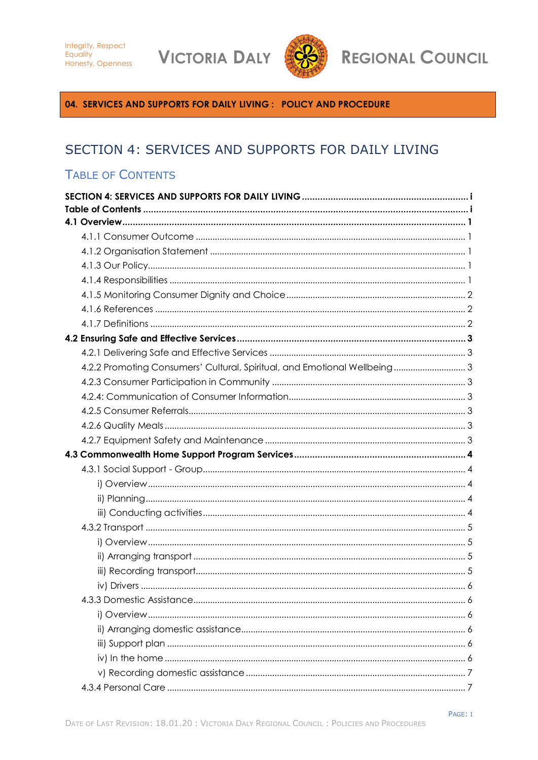**04. SERVICES AND SUPPORTS FOR DAILY LIVING : POLICY AND PROCEDURE**

# SECTION 4: SERVICES AND SUPPORTS FOR DAILY LIVING

## TABLE OF CONTENTS

**SECTION 4: SERVICES AND SUPPORTS FOR DAILY LIVING** ..... i
**Table of Contents** ..... i
**4.1 Overview** ..... 1
- 4.1.1 Consumer Outcome ..... 1
- 4.1.2 Organisation Statement ..... 1
- 4.1.3 Our Policy ..... 1
- 4.1.4 Responsibilities ..... 1
- 4.1.5 Monitoring Consumer Dignity and Choice ..... 2
- 4.1.6 References ..... 2
- 4.1.7 Definitions ..... 2

**4.2 Ensuring Safe and Effective Services** ..... 3
- 4.2.1 Delivering Safe and Effective Services ..... 3
- 4.2.2 Promoting Consumers' Cultural, Spiritual, and Emotional Wellbeing ..... 3
- 4.2.3 Consumer Participation in Community ..... 3
- 4.2.4: Communication of Consumer Information ..... 3
- 4.2.5 Consumer Referrals ..... 3
- 4.2.6 Quality Meals ..... 3
- 4.2.7 Equipment Safety and Maintenance ..... 3

**4.3 Commonwealth Home Support Program Services** ..... 4
- 4.3.1 Social Support - Group ..... 4
  - i) Overview ..... 4
  - ii) Planning ..... 4
  - iii) Conducting activities ..... 4
- 4.3.2 Transport ..... 5
  - i) Overview ..... 5
  - ii) Arranging transport ..... 5
  - iii) Recording transport ..... 5
  - iv) Drivers ..... 6
- 4.3.3 Domestic Assistance ..... 6
  - i) Overview ..... 6
  - ii) Arranging domestic assistance ..... 6
  - iii) Support plan ..... 6
  - iv) In the home ..... 6
  - v) Recording domestic assistance ..... 7
- 4.3.4 Personal Care ..... 7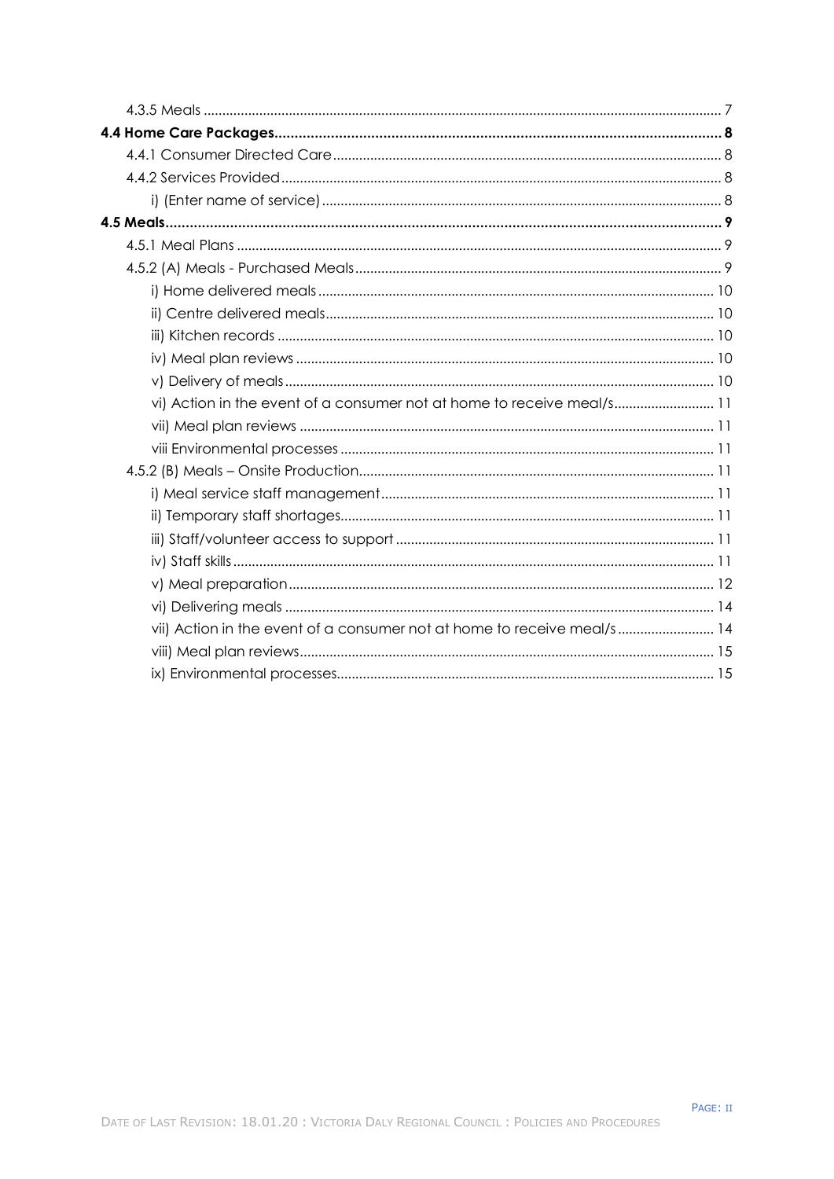4.3.5 Meals ........................................................................................................................................ 7

**4.4 Home Care Packages............................................................................................................ 8**

4.4.1 Consumer Directed Care ...................................................................................................... 8

4.4.2 Services Provided .................................................................................................................... 8

i) (Enter name of service) ........................................................................................................ 8

**4.5 Meals...................................................................................................................................... 9**

4.5.1 Meal Plans ................................................................................................................................ 9

4.5.2 (A) Meals - Purchased Meals ................................................................................................. 9

i) Home delivered meals ........................................................................................................ 10

ii) Centre delivered meals ...................................................................................................... 10

iii) Kitchen records ................................................................................................................... 10

iv) Meal plan reviews ............................................................................................................... 10

v) Delivery of meals ................................................................................................................. 10

vi) Action in the event of a consumer not at home to receive meal/s ........................... 11

vii) Meal plan reviews .............................................................................................................. 11

viii Environmental processes .................................................................................................. 11

4.5.2 (B) Meals – Onsite Production .............................................................................................. 11

i) Meal service staff management ....................................................................................... 11

ii) Temporary staff shortages .................................................................................................. 11

iii) Staff/volunteer access to support .................................................................................... 11

iv) Staff skills .............................................................................................................................. 11

v) Meal preparation ................................................................................................................ 12

vi) Delivering meals ................................................................................................................. 14

vii) Action in the event of a consumer not at home to receive meal/s .......................... 14

viii) Meal plan reviews ............................................................................................................. 15

ix) Environmental processes ................................................................................................... 15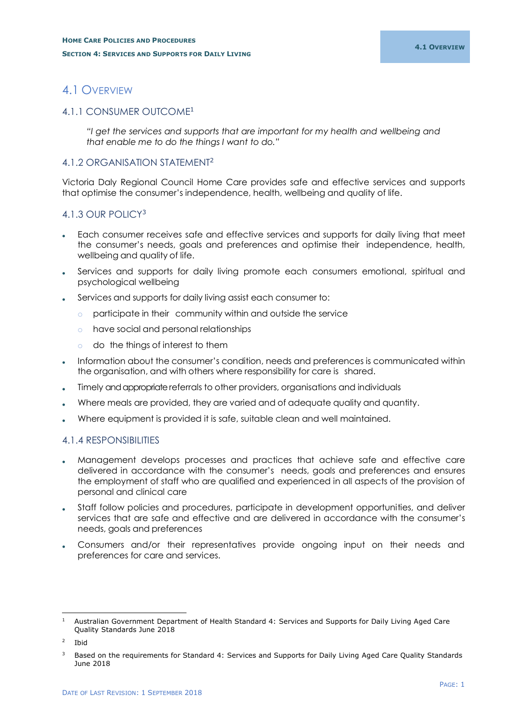# 4.1 Overview

## 4.1.1 CONSUMER OUTCOME[1]

> *"I get the services and supports that are important for my health and wellbeing and that enable me to do the things I want to do."*

## 4.1.2 ORGANISATION STATEMENT[2]

Victoria Daly Regional Council Home Care provides safe and effective services and supports that optimise the consumer's independence, health, wellbeing and quality of life.

## 4.1.3 OUR POLICY[3]

- Each consumer receives safe and effective services and supports for daily living that meet the consumer's needs, goals and preferences and optimise their independence, health, wellbeing and quality of life.
- Services and supports for daily living promote each consumers emotional, spiritual and psychological wellbeing
- Services and supports for daily living assist each consumer to:
  - participate in their community within and outside the service
  - have social and personal relationships
  - do the things of interest to them
- Information about the consumer's condition, needs and preferences is communicated within the organisation, and with others where responsibility for care is shared.
- Timely and appropriate referrals to other providers, organisations and individuals
- Where meals are provided, they are varied and of adequate quality and quantity.
- Where equipment is provided it is safe, suitable clean and well maintained.

## 4.1.4 RESPONSIBILITIES

- Management develops processes and practices that achieve safe and effective care delivered in accordance with the consumer's needs, goals and preferences and ensures the employment of staff who are qualified and experienced in all aspects of the provision of personal and clinical care
- Staff follow policies and procedures, participate in development opportunities, and deliver services that are safe and effective and are delivered in accordance with the consumer's needs, goals and preferences
- Consumers and/or their representatives provide ongoing input on their needs and preferences for care and services.

---

[1] Australian Government Department of Health Standard 4: Services and Supports for Daily Living Aged Care Quality Standards June 2018

[2] Ibid

[3] Based on the requirements for Standard 4: Services and Supports for Daily Living Aged Care Quality Standards June 2018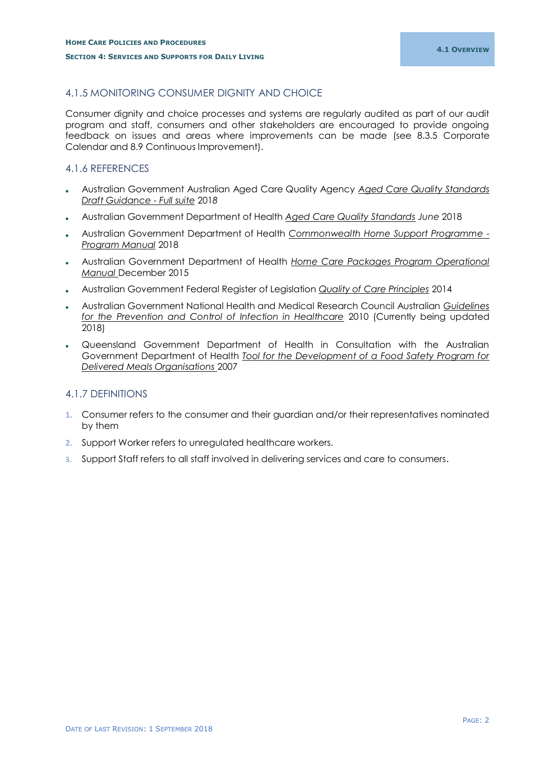## 4.1.5 MONITORING CONSUMER DIGNITY AND CHOICE

Consumer dignity and choice processes and systems are regularly audited as part of our audit program and staff, consumers and other stakeholders are encouraged to provide ongoing feedback on issues and areas where improvements can be made (see 8.3.5 Corporate Calendar and 8.9 Continuous Improvement).

## 4.1.6 REFERENCES

- Australian Government Australian Aged Care Quality Agency *Aged Care Quality Standards Draft Guidance - Full suite* 2018
- Australian Government Department of Health *Aged Care Quality Standards June* 2018
- Australian Government Department of Health *Commonwealth Home Support Programme - Program Manual* 2018
- Australian Government Department of Health *Home Care Packages Program Operational Manual* December 2015
- Australian Government Federal Register of Legislation *Quality of Care Principles* 2014
- Australian Government National Health and Medical Research Council Australian *Guidelines for the Prevention and Control of Infection in Healthcare* 2010 (Currently being updated 2018)
- Queensland Government Department of Health in Consultation with the Australian Government Department of Health *Tool for the Development of a Food Safety Program for Delivered Meals Organisations* 2007

## 4.1.7 DEFINITIONS

1. Consumer refers to the consumer and their guardian and/or their representatives nominated by them
2. Support Worker refers to unregulated healthcare workers.
3. Support Staff refers to all staff involved in delivering services and care to consumers.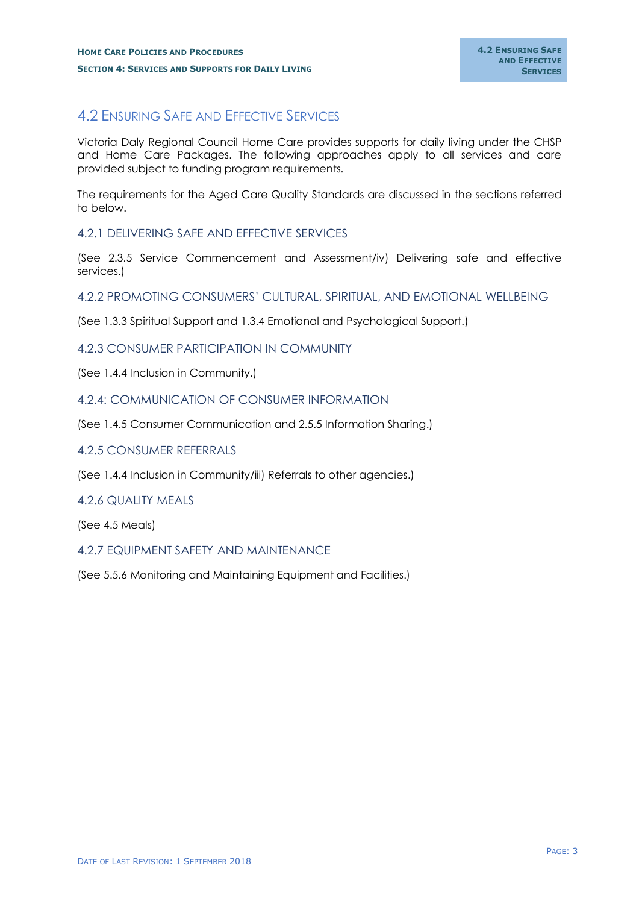# 4.2 Ensuring Safe and Effective Services

Victoria Daly Regional Council Home Care provides supports for daily living under the CHSP and Home Care Packages. The following approaches apply to all services and care provided subject to funding program requirements.

The requirements for the Aged Care Quality Standards are discussed in the sections referred to below.

## 4.2.1 DELIVERING SAFE AND EFFECTIVE SERVICES

(See 2.3.5 Service Commencement and Assessment/iv) Delivering safe and effective services.)

## 4.2.2 PROMOTING CONSUMERS' CULTURAL, SPIRITUAL, AND EMOTIONAL WELLBEING

(See 1.3.3 Spiritual Support and 1.3.4 Emotional and Psychological Support.)

## 4.2.3 CONSUMER PARTICIPATION IN COMMUNITY

(See 1.4.4 Inclusion in Community.)

## 4.2.4: COMMUNICATION OF CONSUMER INFORMATION

(See 1.4.5 Consumer Communication and 2.5.5 Information Sharing.)

## 4.2.5 CONSUMER REFERRALS

(See 1.4.4 Inclusion in Community/iii) Referrals to other agencies.)

## 4.2.6 QUALITY MEALS

(See 4.5 Meals)

## 4.2.7 EQUIPMENT SAFETY AND MAINTENANCE

(See 5.5.6 Monitoring and Maintaining Equipment and Facilities.)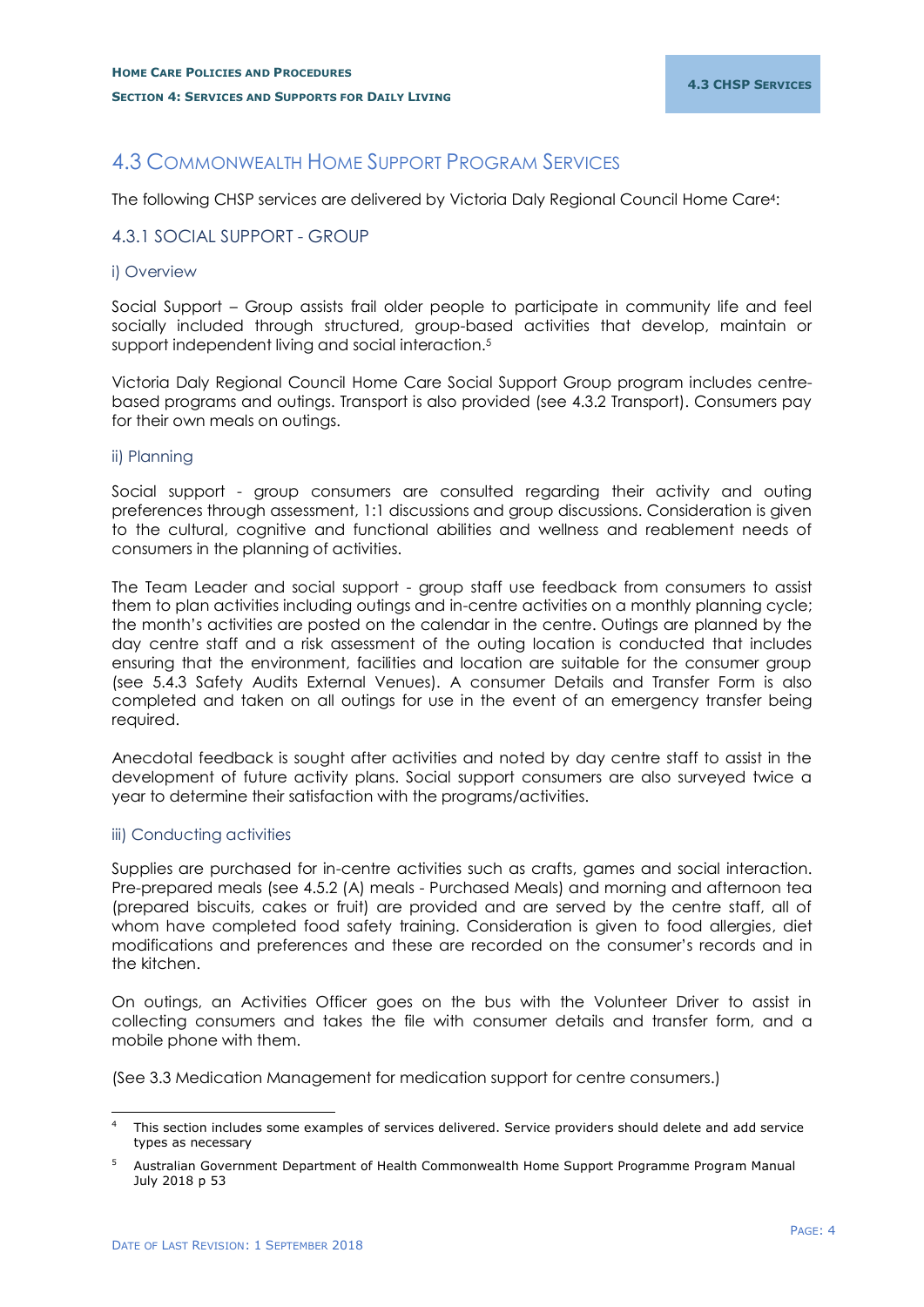# 4.3 Commonwealth Home Support Program Services

The following CHSP services are delivered by Victoria Daly Regional Council Home Care[4]:

## 4.3.1 SOCIAL SUPPORT - GROUP

### i) Overview

Social Support – Group assists frail older people to participate in community life and feel socially included through structured, group-based activities that develop, maintain or support independent living and social interaction.[5]

Victoria Daly Regional Council Home Care Social Support Group program includes centre-based programs and outings. Transport is also provided (see 4.3.2 Transport). Consumers pay for their own meals on outings.

### ii) Planning

Social support - group consumers are consulted regarding their activity and outing preferences through assessment, 1:1 discussions and group discussions. Consideration is given to the cultural, cognitive and functional abilities and wellness and reablement needs of consumers in the planning of activities.

The Team Leader and social support - group staff use feedback from consumers to assist them to plan activities including outings and in-centre activities on a monthly planning cycle; the month's activities are posted on the calendar in the centre. Outings are planned by the day centre staff and a risk assessment of the outing location is conducted that includes ensuring that the environment, facilities and location are suitable for the consumer group (see 5.4.3 Safety Audits External Venues). A consumer Details and Transfer Form is also completed and taken on all outings for use in the event of an emergency transfer being required.

Anecdotal feedback is sought after activities and noted by day centre staff to assist in the development of future activity plans. Social support consumers are also surveyed twice a year to determine their satisfaction with the programs/activities.

### iii) Conducting activities

Supplies are purchased for in-centre activities such as crafts, games and social interaction. Pre-prepared meals (see 4.5.2 (A) meals - Purchased Meals) and morning and afternoon tea (prepared biscuits, cakes or fruit) are provided and are served by the centre staff, all of whom have completed food safety training. Consideration is given to food allergies, diet modifications and preferences and these are recorded on the consumer's records and in the kitchen.

On outings, an Activities Officer goes on the bus with the Volunteer Driver to assist in collecting consumers and takes the file with consumer details and transfer form, and a mobile phone with them.

(See 3.3 Medication Management for medication support for centre consumers.)

---

[4] This section includes some examples of services delivered. Service providers should delete and add service types as necessary

[5] Australian Government Department of Health Commonwealth Home Support Programme Program Manual July 2018 p 53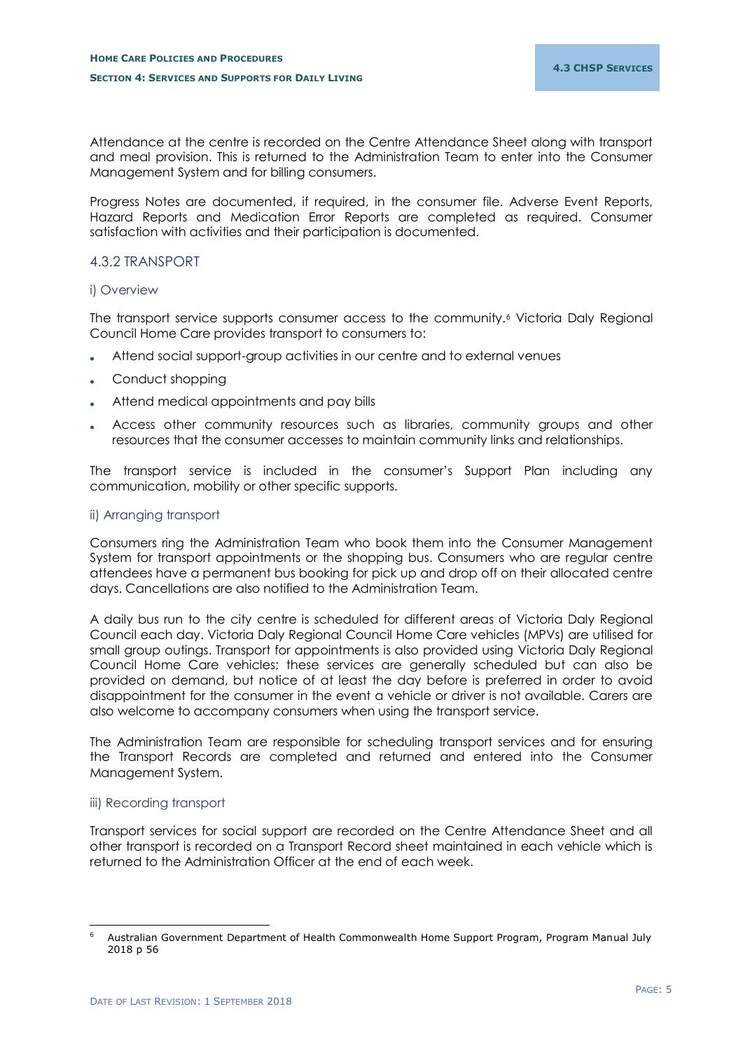Attendance at the centre is recorded on the Centre Attendance Sheet along with transport and meal provision. This is returned to the Administration Team to enter into the Consumer Management System and for billing consumers.

Progress Notes are documented, if required, in the consumer file. Adverse Event Reports, Hazard Reports and Medication Error Reports are completed as required. Consumer satisfaction with activities and their participation is documented.

### 4.3.2 TRANSPORT

#### i) Overview

The transport service supports consumer access to the community.[6] Victoria Daly Regional Council Home Care provides transport to consumers to:

- Attend social support-group activities in our centre and to external venues
- Conduct shopping
- Attend medical appointments and pay bills
- Access other community resources such as libraries, community groups and other resources that the consumer accesses to maintain community links and relationships.

The transport service is included in the consumer's Support Plan including any communication, mobility or other specific supports.

#### ii) Arranging transport

Consumers ring the Administration Team who book them into the Consumer Management System for transport appointments or the shopping bus. Consumers who are regular centre attendees have a permanent bus booking for pick up and drop off on their allocated centre days. Cancellations are also notified to the Administration Team.

A daily bus run to the city centre is scheduled for different areas of Victoria Daly Regional Council each day. Victoria Daly Regional Council Home Care vehicles (MPVs) are utilised for small group outings. Transport for appointments is also provided using Victoria Daly Regional Council Home Care vehicles; these services are generally scheduled but can also be provided on demand, but notice of at least the day before is preferred in order to avoid disappointment for the consumer in the event a vehicle or driver is not available. Carers are also welcome to accompany consumers when using the transport service.

The Administration Team are responsible for scheduling transport services and for ensuring the Transport Records are completed and returned and entered into the Consumer Management System.

#### iii) Recording transport

Transport services for social support are recorded on the Centre Attendance Sheet and all other transport is recorded on a Transport Record sheet maintained in each vehicle which is returned to the Administration Officer at the end of each week.

---

[6] Australian Government Department of Health Commonwealth Home Support Program, Program Manual July 2018 p 56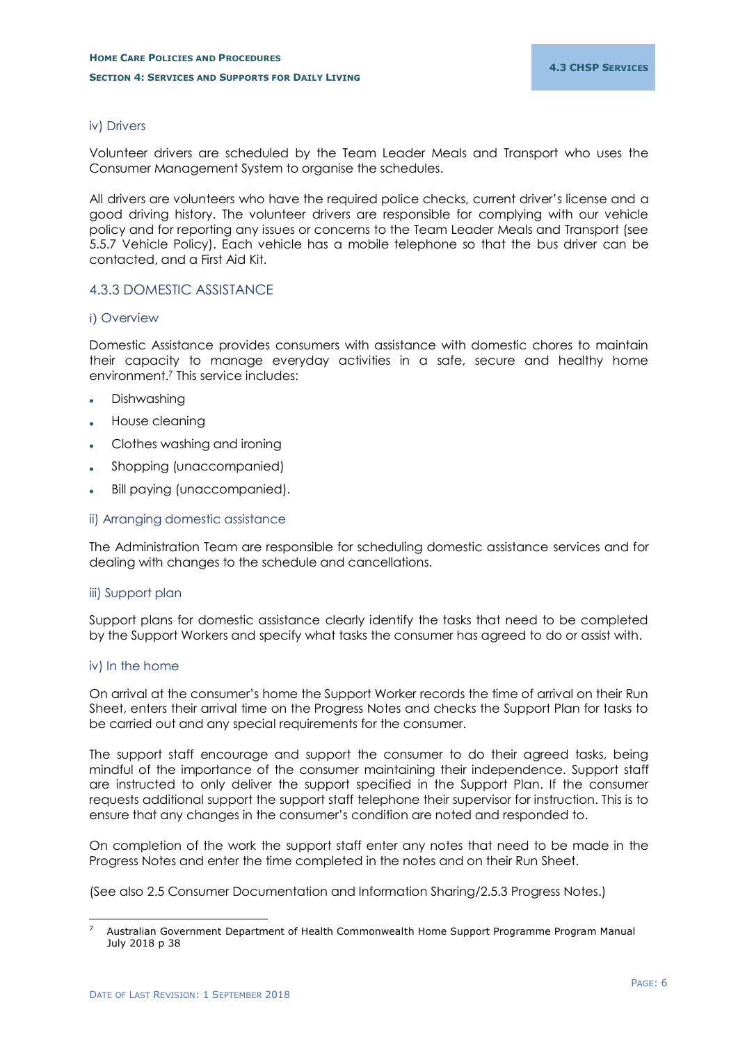#### iv) Drivers

Volunteer drivers are scheduled by the Team Leader Meals and Transport who uses the Consumer Management System to organise the schedules.

All drivers are volunteers who have the required police checks, current driver's license and a good driving history. The volunteer drivers are responsible for complying with our vehicle policy and for reporting any issues or concerns to the Team Leader Meals and Transport (see 5.5.7 Vehicle Policy). Each vehicle has a mobile telephone so that the bus driver can be contacted, and a First Aid Kit.

### 4.3.3 DOMESTIC ASSISTANCE

#### i) Overview

Domestic Assistance provides consumers with assistance with domestic chores to maintain their capacity to manage everyday activities in a safe, secure and healthy home environment.[7] This service includes:

- Dishwashing
- House cleaning
- Clothes washing and ironing
- Shopping (unaccompanied)
- Bill paying (unaccompanied).

#### ii) Arranging domestic assistance

The Administration Team are responsible for scheduling domestic assistance services and for dealing with changes to the schedule and cancellations.

#### iii) Support plan

Support plans for domestic assistance clearly identify the tasks that need to be completed by the Support Workers and specify what tasks the consumer has agreed to do or assist with.

#### iv) In the home

On arrival at the consumer's home the Support Worker records the time of arrival on their Run Sheet, enters their arrival time on the Progress Notes and checks the Support Plan for tasks to be carried out and any special requirements for the consumer.

The support staff encourage and support the consumer to do their agreed tasks, being mindful of the importance of the consumer maintaining their independence. Support staff are instructed to only deliver the support specified in the Support Plan. If the consumer requests additional support the support staff telephone their supervisor for instruction. This is to ensure that any changes in the consumer's condition are noted and responded to.

On completion of the work the support staff enter any notes that need to be made in the Progress Notes and enter the time completed in the notes and on their Run Sheet.

(See also 2.5 Consumer Documentation and Information Sharing/2.5.3 Progress Notes.)

---

[7] Australian Government Department of Health Commonwealth Home Support Programme Program Manual July 2018 p 38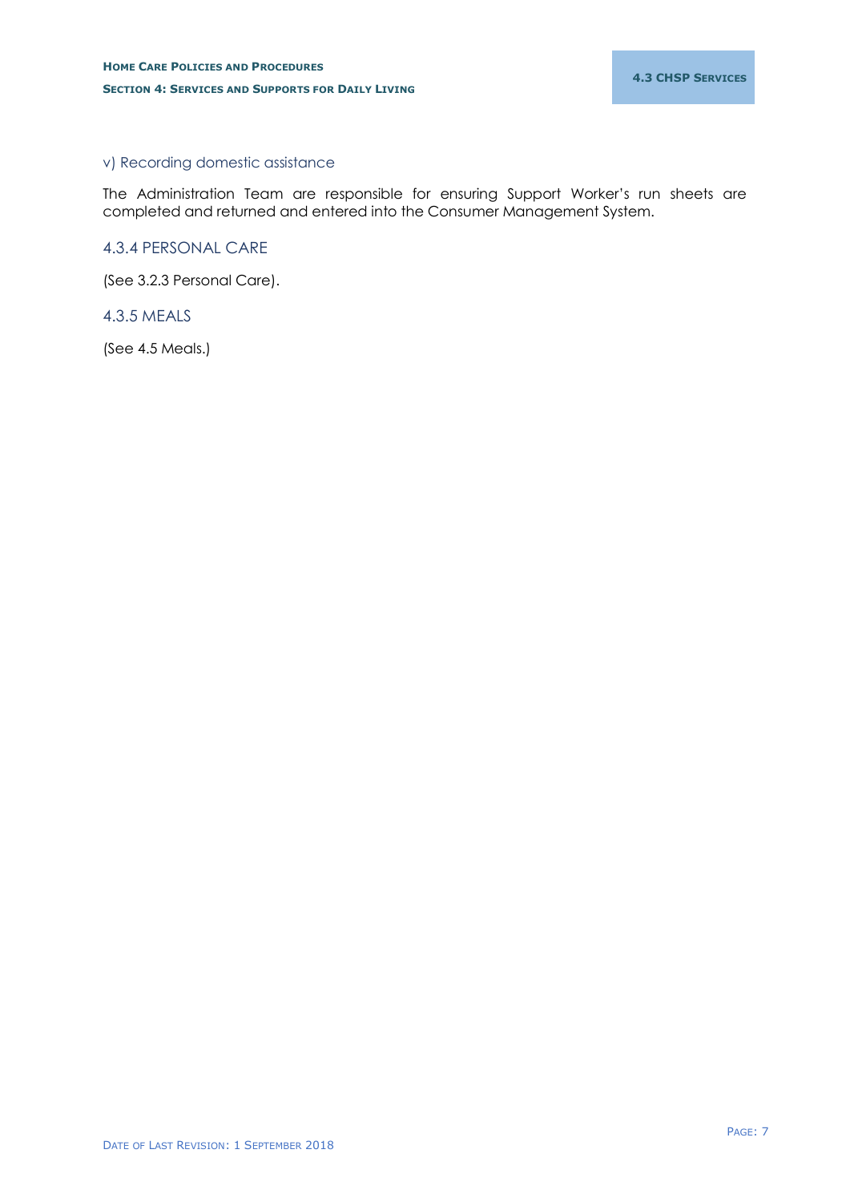#### v) Recording domestic assistance

The Administration Team are responsible for ensuring Support Worker's run sheets are completed and returned and entered into the Consumer Management System.

### 4.3.4 PERSONAL CARE

(See 3.2.3 Personal Care).

### 4.3.5 MEALS

(See 4.5 Meals.)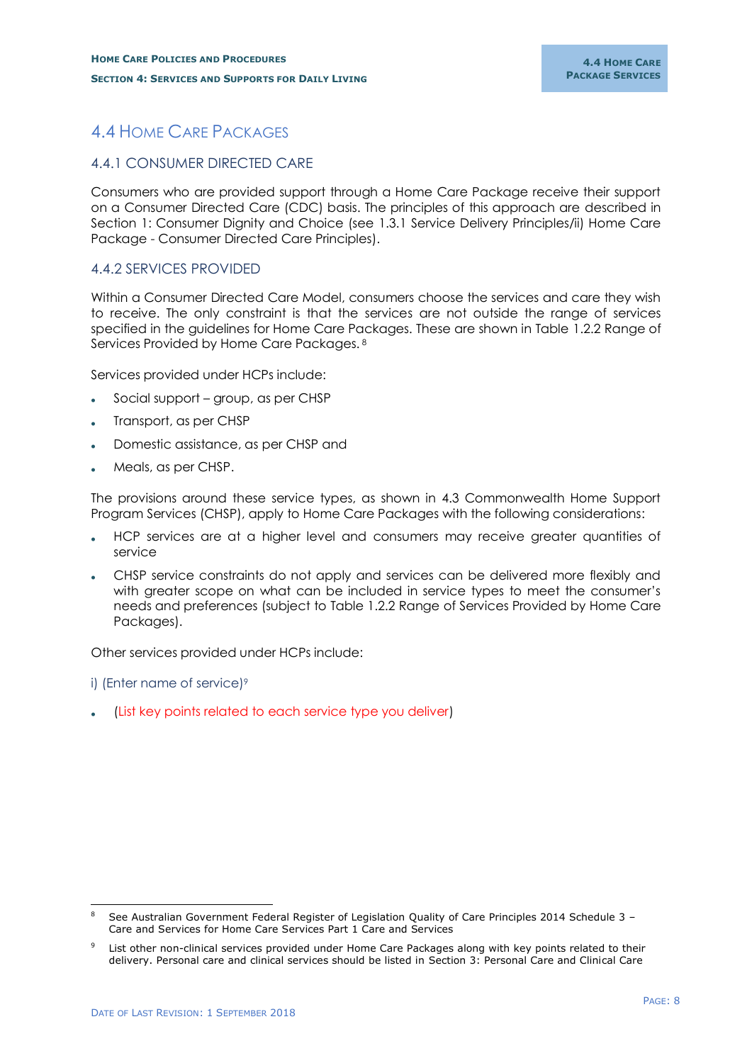# 4.4 Home Care Packages

## 4.4.1 Consumer Directed Care

Consumers who are provided support through a Home Care Package receive their support on a Consumer Directed Care (CDC) basis. The principles of this approach are described in Section 1: Consumer Dignity and Choice (see 1.3.1 Service Delivery Principles/ii) Home Care Package - Consumer Directed Care Principles).

## 4.4.2 Services Provided

Within a Consumer Directed Care Model, consumers choose the services and care they wish to receive. The only constraint is that the services are not outside the range of services specified in the guidelines for Home Care Packages. These are shown in Table 1.2.2 Range of Services Provided by Home Care Packages. [8]

Services provided under HCPs include:

- Social support – group, as per CHSP
- Transport, as per CHSP
- Domestic assistance, as per CHSP and
- Meals, as per CHSP.

The provisions around these service types, as shown in 4.3 Commonwealth Home Support Program Services (CHSP), apply to Home Care Packages with the following considerations:

- HCP services are at a higher level and consumers may receive greater quantities of service
- CHSP service constraints do not apply and services can be delivered more flexibly and with greater scope on what can be included in service types to meet the consumer's needs and preferences (subject to Table 1.2.2 Range of Services Provided by Home Care Packages).

Other services provided under HCPs include:

### i) (Enter name of service)[9]

- (List key points related to each service type you deliver)

---

[8] See Australian Government Federal Register of Legislation Quality of Care Principles 2014 Schedule 3 – Care and Services for Home Care Services Part 1 Care and Services

[9] List other non-clinical services provided under Home Care Packages along with key points related to their delivery. Personal care and clinical services should be listed in Section 3: Personal Care and Clinical Care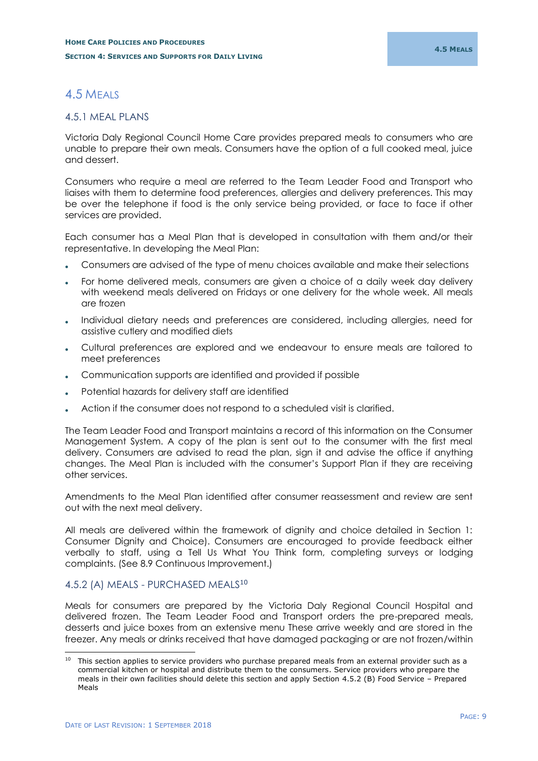## 4.5 MEALS

### 4.5.1 MEAL PLANS

Victoria Daly Regional Council Home Care provides prepared meals to consumers who are unable to prepare their own meals. Consumers have the option of a full cooked meal, juice and dessert.

Consumers who require a meal are referred to the Team Leader Food and Transport who liaises with them to determine food preferences, allergies and delivery preferences. This may be over the telephone if food is the only service being provided, or face to face if other services are provided.

Each consumer has a Meal Plan that is developed in consultation with them and/or their representative. In developing the Meal Plan:

- Consumers are advised of the type of menu choices available and make their selections
- For home delivered meals, consumers are given a choice of a daily week day delivery with weekend meals delivered on Fridays or one delivery for the whole week. All meals are frozen
- Individual dietary needs and preferences are considered, including allergies, need for assistive cutlery and modified diets
- Cultural preferences are explored and we endeavour to ensure meals are tailored to meet preferences
- Communication supports are identified and provided if possible
- Potential hazards for delivery staff are identified
- Action if the consumer does not respond to a scheduled visit is clarified.

The Team Leader Food and Transport maintains a record of this information on the Consumer Management System. A copy of the plan is sent out to the consumer with the first meal delivery. Consumers are advised to read the plan, sign it and advise the office if anything changes. The Meal Plan is included with the consumer's Support Plan if they are receiving other services.

Amendments to the Meal Plan identified after consumer reassessment and review are sent out with the next meal delivery.

All meals are delivered within the framework of dignity and choice detailed in Section 1: Consumer Dignity and Choice). Consumers are encouraged to provide feedback either verbally to staff, using a Tell Us What You Think form, completing surveys or lodging complaints. (See 8.9 Continuous Improvement.)

### 4.5.2 (A) MEALS - PURCHASED MEALS[10]

Meals for consumers are prepared by the Victoria Daly Regional Council Hospital and delivered frozen. The Team Leader Food and Transport orders the pre-prepared meals, desserts and juice boxes from an extensive menu These arrive weekly and are stored in the freezer. Any meals or drinks received that have damaged packaging or are not frozen/within

[10] This section applies to service providers who purchase prepared meals from an external provider such as a commercial kitchen or hospital and distribute them to the consumers. Service providers who prepare the meals in their own facilities should delete this section and apply Section 4.5.2 (B) Food Service – Prepared Meals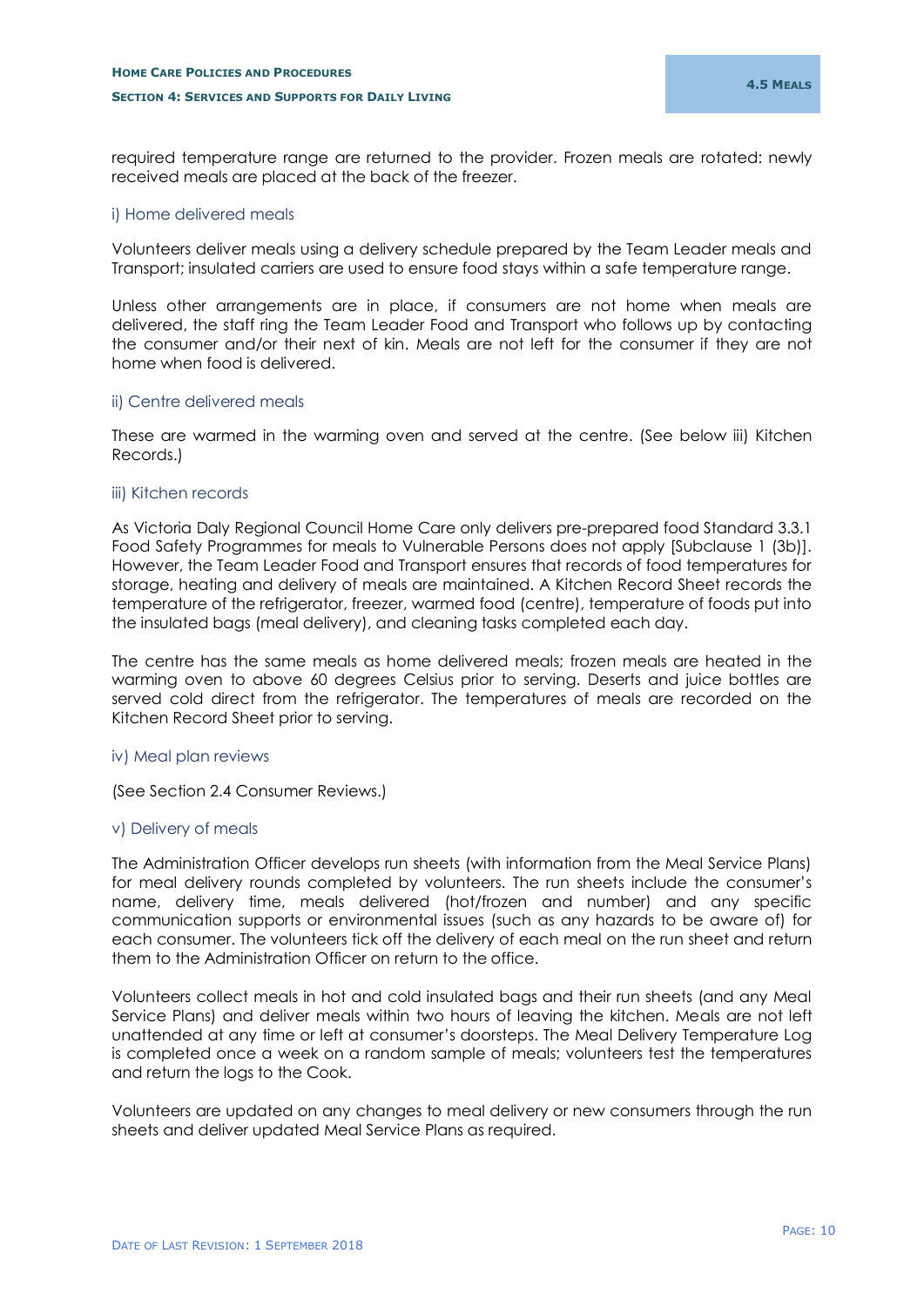required temperature range are returned to the provider. Frozen meals are rotated: newly received meals are placed at the back of the freezer.

### i) Home delivered meals

Volunteers deliver meals using a delivery schedule prepared by the Team Leader meals and Transport; insulated carriers are used to ensure food stays within a safe temperature range.

Unless other arrangements are in place, if consumers are not home when meals are delivered, the staff ring the Team Leader Food and Transport who follows up by contacting the consumer and/or their next of kin. Meals are not left for the consumer if they are not home when food is delivered.

### ii) Centre delivered meals

These are warmed in the warming oven and served at the centre. (See below iii) Kitchen Records.)

### iii) Kitchen records

As Victoria Daly Regional Council Home Care only delivers pre-prepared food Standard 3.3.1 Food Safety Programmes for meals to Vulnerable Persons does not apply [Subclause 1 (3b)]. However, the Team Leader Food and Transport ensures that records of food temperatures for storage, heating and delivery of meals are maintained. A Kitchen Record Sheet records the temperature of the refrigerator, freezer, warmed food (centre), temperature of foods put into the insulated bags (meal delivery), and cleaning tasks completed each day.

The centre has the same meals as home delivered meals; frozen meals are heated in the warming oven to above 60 degrees Celsius prior to serving. Deserts and juice bottles are served cold direct from the refrigerator. The temperatures of meals are recorded on the Kitchen Record Sheet prior to serving.

### iv) Meal plan reviews

(See Section 2.4 Consumer Reviews.)

### v) Delivery of meals

The Administration Officer develops run sheets (with information from the Meal Service Plans) for meal delivery rounds completed by volunteers. The run sheets include the consumer's name, delivery time, meals delivered (hot/frozen and number) and any specific communication supports or environmental issues (such as any hazards to be aware of) for each consumer. The volunteers tick off the delivery of each meal on the run sheet and return them to the Administration Officer on return to the office.

Volunteers collect meals in hot and cold insulated bags and their run sheets (and any Meal Service Plans) and deliver meals within two hours of leaving the kitchen. Meals are not left unattended at any time or left at consumer's doorsteps. The Meal Delivery Temperature Log is completed once a week on a random sample of meals; volunteers test the temperatures and return the logs to the Cook.

Volunteers are updated on any changes to meal delivery or new consumers through the run sheets and deliver updated Meal Service Plans as required.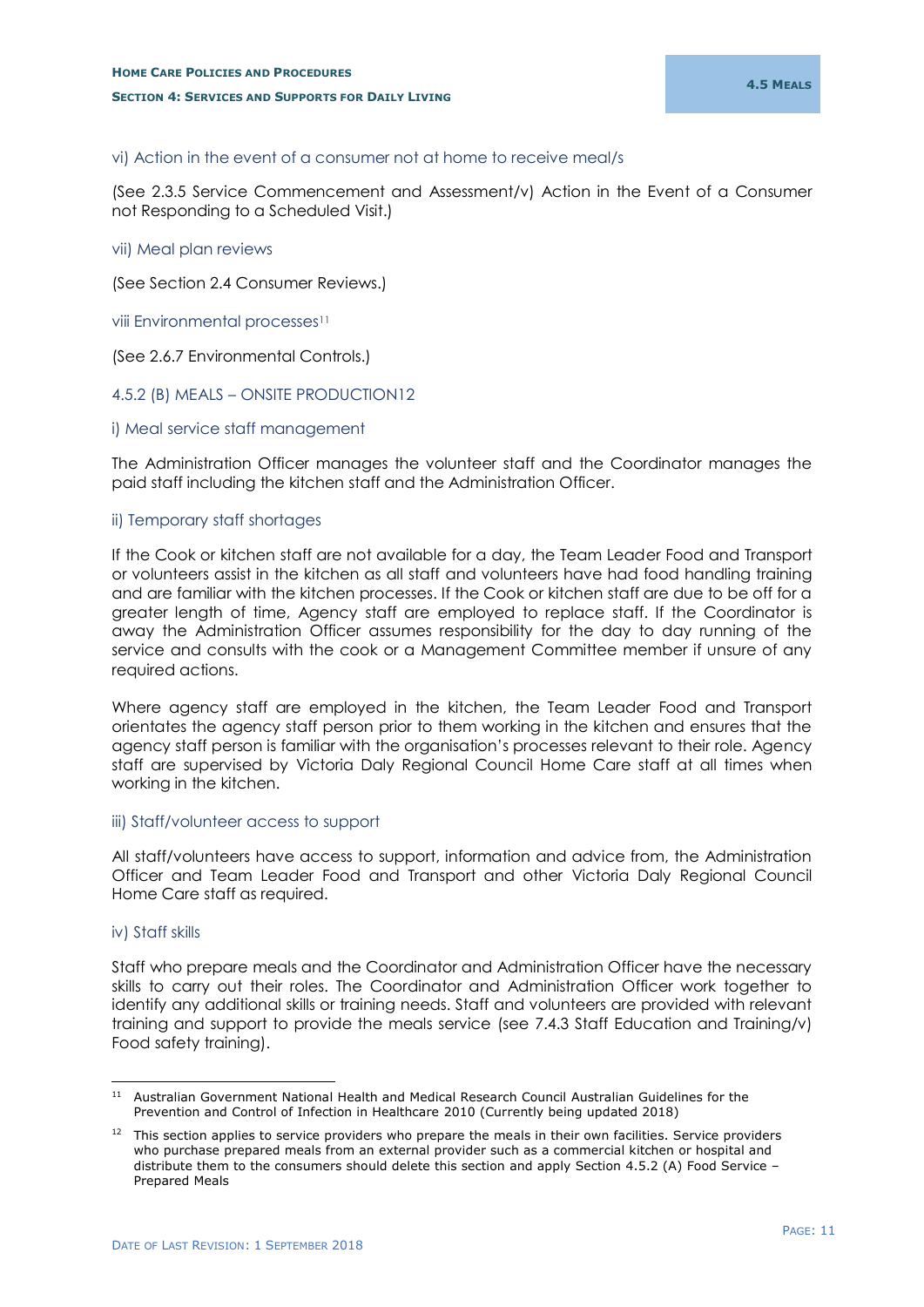vi) Action in the event of a consumer not at home to receive meal/s

(See 2.3.5 Service Commencement and Assessment/v) Action in the Event of a Consumer not Responding to a Scheduled Visit.)

vii) Meal plan reviews

(See Section 2.4 Consumer Reviews.)

viii Environmental processes[11]

(See 2.6.7 Environmental Controls.)

### 4.5.2 (B) MEALS – ONSITE PRODUCTION12

i) Meal service staff management

The Administration Officer manages the volunteer staff and the Coordinator manages the paid staff including the kitchen staff and the Administration Officer.

ii) Temporary staff shortages

If the Cook or kitchen staff are not available for a day, the Team Leader Food and Transport or volunteers assist in the kitchen as all staff and volunteers have had food handling training and are familiar with the kitchen processes. If the Cook or kitchen staff are due to be off for a greater length of time, Agency staff are employed to replace staff. If the Coordinator is away the Administration Officer assumes responsibility for the day to day running of the service and consults with the cook or a Management Committee member if unsure of any required actions.

Where agency staff are employed in the kitchen, the Team Leader Food and Transport orientates the agency staff person prior to them working in the kitchen and ensures that the agency staff person is familiar with the organisation's processes relevant to their role. Agency staff are supervised by Victoria Daly Regional Council Home Care staff at all times when working in the kitchen.

iii) Staff/volunteer access to support

All staff/volunteers have access to support, information and advice from, the Administration Officer and Team Leader Food and Transport and other Victoria Daly Regional Council Home Care staff as required.

iv) Staff skills

Staff who prepare meals and the Coordinator and Administration Officer have the necessary skills to carry out their roles. The Coordinator and Administration Officer work together to identify any additional skills or training needs. Staff and volunteers are provided with relevant training and support to provide the meals service (see 7.4.3 Staff Education and Training/v) Food safety training).

---

[11] Australian Government National Health and Medical Research Council Australian Guidelines for the Prevention and Control of Infection in Healthcare 2010 (Currently being updated 2018)

[12] This section applies to service providers who prepare the meals in their own facilities. Service providers who purchase prepared meals from an external provider such as a commercial kitchen or hospital and distribute them to the consumers should delete this section and apply Section 4.5.2 (A) Food Service – Prepared Meals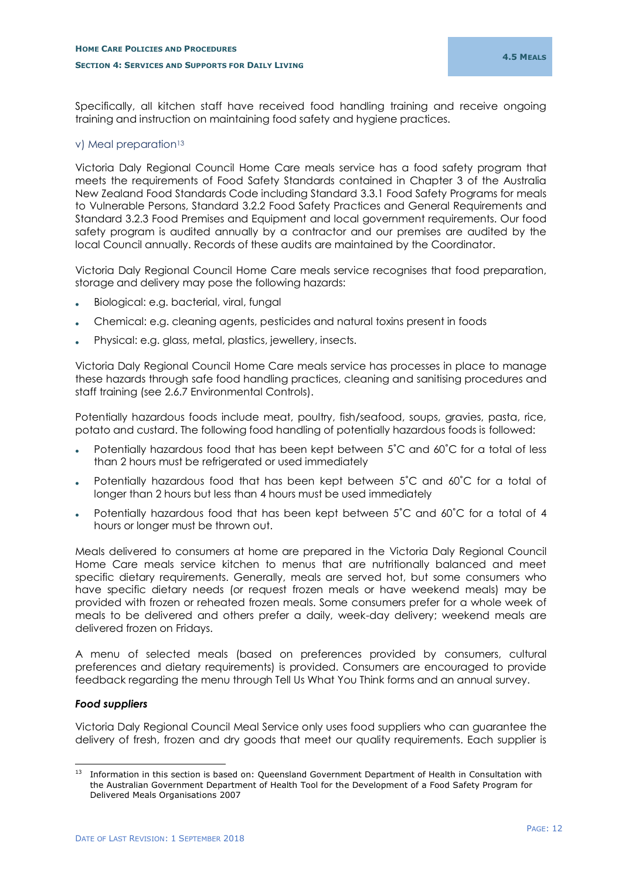Specifically, all kitchen staff have received food handling training and receive ongoing training and instruction on maintaining food safety and hygiene practices.

### v) Meal preparation[13]

Victoria Daly Regional Council Home Care meals service has a food safety program that meets the requirements of Food Safety Standards contained in Chapter 3 of the Australia New Zealand Food Standards Code including Standard 3.3.1 Food Safety Programs for meals to Vulnerable Persons, Standard 3.2.2 Food Safety Practices and General Requirements and Standard 3.2.3 Food Premises and Equipment and local government requirements. Our food safety program is audited annually by a contractor and our premises are audited by the local Council annually. Records of these audits are maintained by the Coordinator.

Victoria Daly Regional Council Home Care meals service recognises that food preparation, storage and delivery may pose the following hazards:

- Biological: e.g. bacterial, viral, fungal
- Chemical: e.g. cleaning agents, pesticides and natural toxins present in foods
- Physical: e.g. glass, metal, plastics, jewellery, insects.

Victoria Daly Regional Council Home Care meals service has processes in place to manage these hazards through safe food handling practices, cleaning and sanitising procedures and staff training (see 2.6.7 Environmental Controls).

Potentially hazardous foods include meat, poultry, fish/seafood, soups, gravies, pasta, rice, potato and custard. The following food handling of potentially hazardous foods is followed:

- Potentially hazardous food that has been kept between 5˚C and 60˚C for a total of less than 2 hours must be refrigerated or used immediately
- Potentially hazardous food that has been kept between 5˚C and 60˚C for a total of longer than 2 hours but less than 4 hours must be used immediately
- Potentially hazardous food that has been kept between 5˚C and 60˚C for a total of 4 hours or longer must be thrown out.

Meals delivered to consumers at home are prepared in the Victoria Daly Regional Council Home Care meals service kitchen to menus that are nutritionally balanced and meet specific dietary requirements. Generally, meals are served hot, but some consumers who have specific dietary needs (or request frozen meals or have weekend meals) may be provided with frozen or reheated frozen meals. Some consumers prefer for a whole week of meals to be delivered and others prefer a daily, week-day delivery; weekend meals are delivered frozen on Fridays.

A menu of selected meals (based on preferences provided by consumers, cultural preferences and dietary requirements) is provided. Consumers are encouraged to provide feedback regarding the menu through Tell Us What You Think forms and an annual survey.

***Food suppliers***

Victoria Daly Regional Council Meal Service only uses food suppliers who can guarantee the delivery of fresh, frozen and dry goods that meet our quality requirements. Each supplier is

[13] Information in this section is based on: Queensland Government Department of Health in Consultation with the Australian Government Department of Health Tool for the Development of a Food Safety Program for Delivered Meals Organisations 2007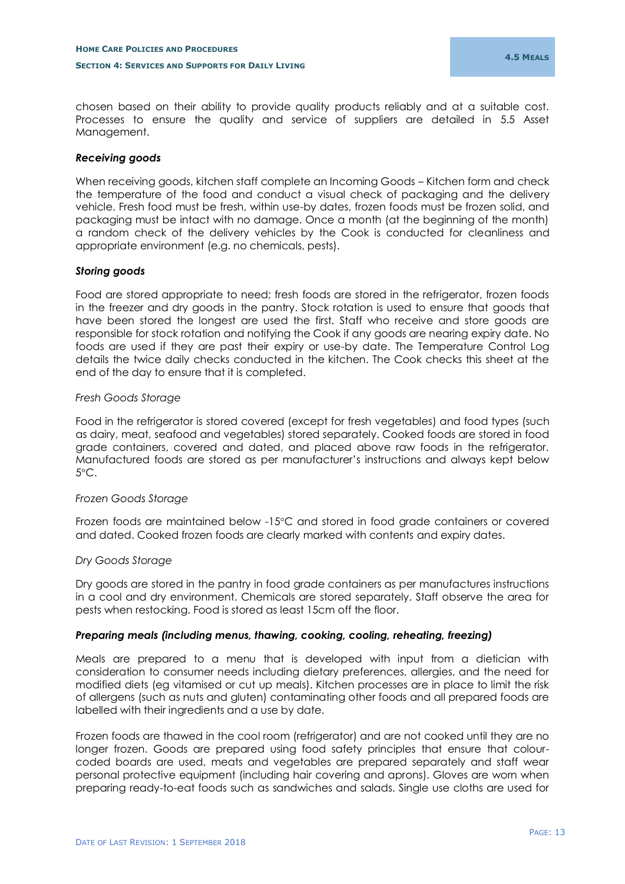chosen based on their ability to provide quality products reliably and at a suitable cost. Processes to ensure the quality and service of suppliers are detailed in 5.5 Asset Management.

***Receiving goods***

When receiving goods, kitchen staff complete an Incoming Goods – Kitchen form and check the temperature of the food and conduct a visual check of packaging and the delivery vehicle. Fresh food must be fresh, within use-by dates, frozen foods must be frozen solid, and packaging must be intact with no damage. Once a month (at the beginning of the month) a random check of the delivery vehicles by the Cook is conducted for cleanliness and appropriate environment (e.g. no chemicals, pests).

***Storing goods***

Food are stored appropriate to need; fresh foods are stored in the refrigerator, frozen foods in the freezer and dry goods in the pantry. Stock rotation is used to ensure that goods that have been stored the longest are used the first. Staff who receive and store goods are responsible for stock rotation and notifying the Cook if any goods are nearing expiry date. No foods are used if they are past their expiry or use-by date. The Temperature Control Log details the twice daily checks conducted in the kitchen. The Cook checks this sheet at the end of the day to ensure that it is completed.

*Fresh Goods Storage*

Food in the refrigerator is stored covered (except for fresh vegetables) and food types (such as dairy, meat, seafood and vegetables) stored separately. Cooked foods are stored in food grade containers, covered and dated, and placed above raw foods in the refrigerator. Manufactured foods are stored as per manufacturer's instructions and always kept below 5°C.

*Frozen Goods Storage*

Frozen foods are maintained below -15°C and stored in food grade containers or covered and dated. Cooked frozen foods are clearly marked with contents and expiry dates.

*Dry Goods Storage*

Dry goods are stored in the pantry in food grade containers as per manufactures instructions in a cool and dry environment. Chemicals are stored separately. Staff observe the area for pests when restocking. Food is stored as least 15cm off the floor.

***Preparing meals (including menus, thawing, cooking, cooling, reheating, freezing)***

Meals are prepared to a menu that is developed with input from a dietician with consideration to consumer needs including dietary preferences, allergies, and the need for modified diets (eg vitamised or cut up meals). Kitchen processes are in place to limit the risk of allergens (such as nuts and gluten) contaminating other foods and all prepared foods are labelled with their ingredients and a use by date.

Frozen foods are thawed in the cool room (refrigerator) and are not cooked until they are no longer frozen. Goods are prepared using food safety principles that ensure that colour-coded boards are used, meats and vegetables are prepared separately and staff wear personal protective equipment (including hair covering and aprons). Gloves are worn when preparing ready-to-eat foods such as sandwiches and salads. Single use cloths are used for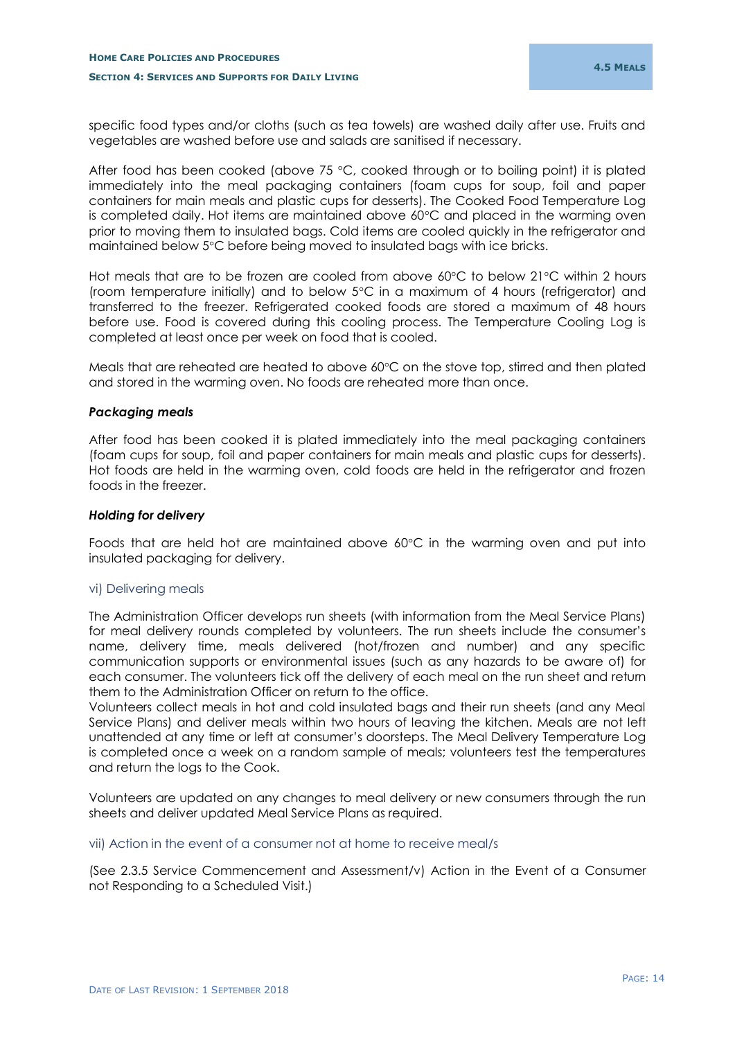specific food types and/or cloths (such as tea towels) are washed daily after use. Fruits and vegetables are washed before use and salads are sanitised if necessary.

After food has been cooked (above 75 °C, cooked through or to boiling point) it is plated immediately into the meal packaging containers (foam cups for soup, foil and paper containers for main meals and plastic cups for desserts). The Cooked Food Temperature Log is completed daily. Hot items are maintained above 60°C and placed in the warming oven prior to moving them to insulated bags. Cold items are cooled quickly in the refrigerator and maintained below 5°C before being moved to insulated bags with ice bricks.

Hot meals that are to be frozen are cooled from above 60°C to below 21°C within 2 hours (room temperature initially) and to below 5°C in a maximum of 4 hours (refrigerator) and transferred to the freezer. Refrigerated cooked foods are stored a maximum of 48 hours before use. Food is covered during this cooling process. The Temperature Cooling Log is completed at least once per week on food that is cooled.

Meals that are reheated are heated to above 60°C on the stove top, stirred and then plated and stored in the warming oven. No foods are reheated more than once.

#### *Packaging meals*

After food has been cooked it is plated immediately into the meal packaging containers (foam cups for soup, foil and paper containers for main meals and plastic cups for desserts). Hot foods are held in the warming oven, cold foods are held in the refrigerator and frozen foods in the freezer.

#### *Holding for delivery*

Foods that are held hot are maintained above 60°C in the warming oven and put into insulated packaging for delivery.

### vi) Delivering meals

The Administration Officer develops run sheets (with information from the Meal Service Plans) for meal delivery rounds completed by volunteers. The run sheets include the consumer's name, delivery time, meals delivered (hot/frozen and number) and any specific communication supports or environmental issues (such as any hazards to be aware of) for each consumer. The volunteers tick off the delivery of each meal on the run sheet and return them to the Administration Officer on return to the office.

Volunteers collect meals in hot and cold insulated bags and their run sheets (and any Meal Service Plans) and deliver meals within two hours of leaving the kitchen. Meals are not left unattended at any time or left at consumer's doorsteps. The Meal Delivery Temperature Log is completed once a week on a random sample of meals; volunteers test the temperatures and return the logs to the Cook.

Volunteers are updated on any changes to meal delivery or new consumers through the run sheets and deliver updated Meal Service Plans as required.

### vii) Action in the event of a consumer not at home to receive meal/s

(See 2.3.5 Service Commencement and Assessment/v) Action in the Event of a Consumer not Responding to a Scheduled Visit.)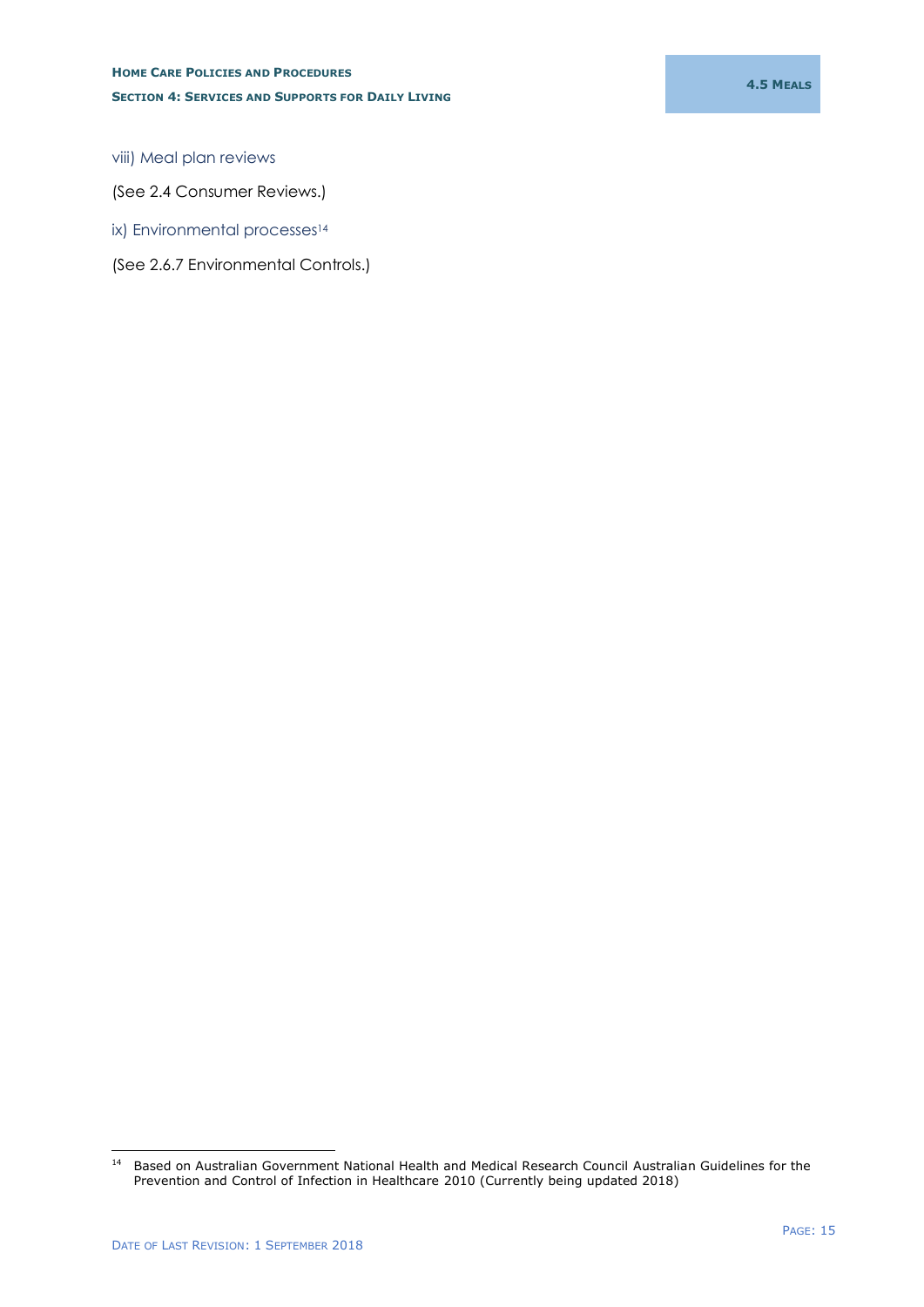### viii) Meal plan reviews

(See 2.4 Consumer Reviews.)

### ix) Environmental processes[14]

(See 2.6.7 Environmental Controls.)

[14] Based on Australian Government National Health and Medical Research Council Australian Guidelines for the Prevention and Control of Infection in Healthcare 2010 (Currently being updated 2018)